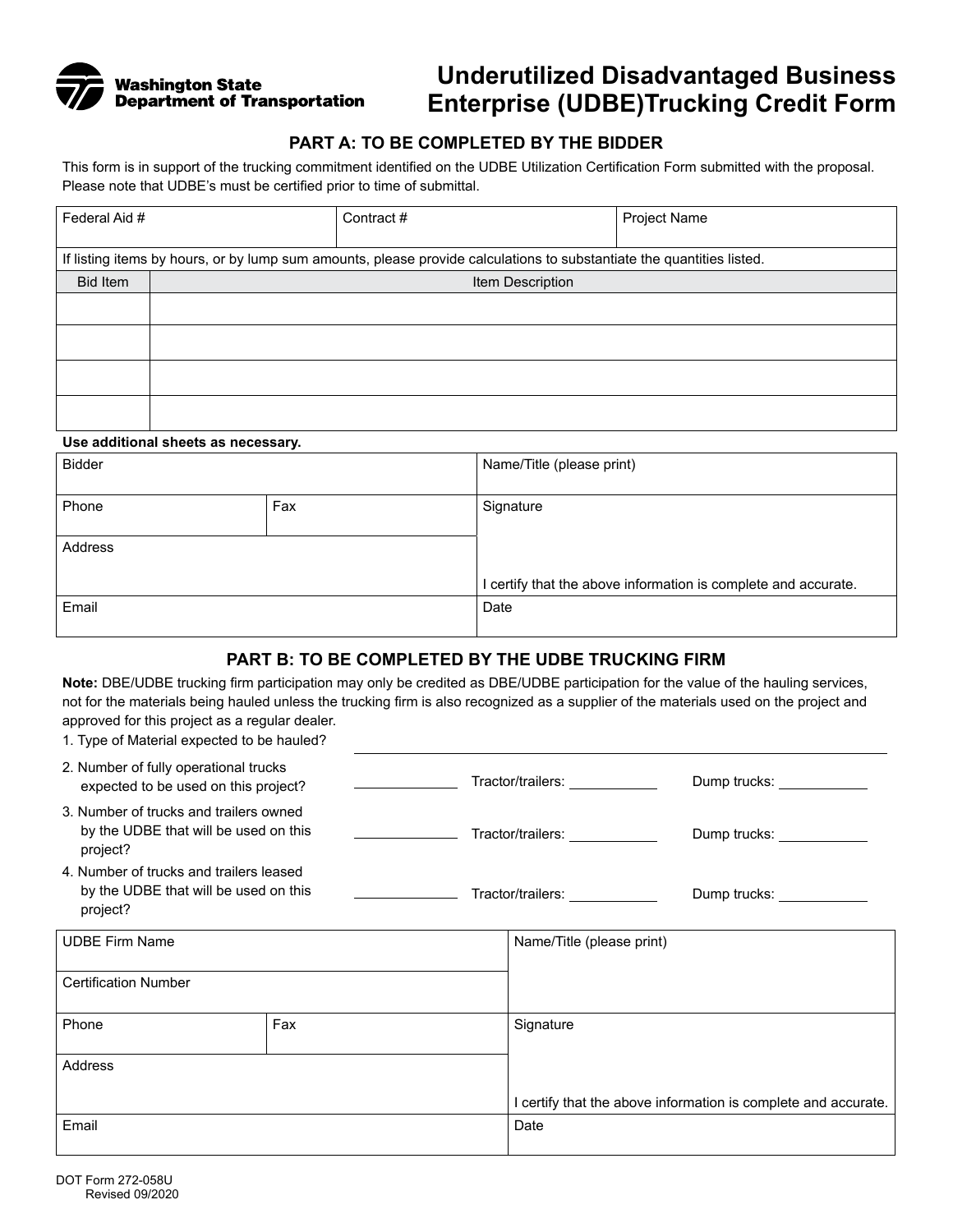Washington State Department of Transportation

# Underutilized Disadvantaged Business Enterprise (UDBE)Trucking Credit Form

## PART A: TO BE COMPLETED BY THE BIDDER

This form is in support of the trucking commitment identified on the UDBE Utilization Certification Form submitted with the proposal. Please note that UDBE's must be certified prior to time of submittal.

| Federal Aid # | Contract # | Project Name |
|---|---|---|
| | | |

If listing items by hours, or by lump sum amounts, please provide calculations to substantiate the quantities listed.

| Bid Item | Item Description |
|---|---|
| | |
| | |
| | |
| | |

**Use additional sheets as necessary.**

| Bidder | | Name/Title (please print) |
|---|---|---|
| Phone | Fax | Signature |
| Address | | I certify that the above information is complete and accurate. |
| Email | | Date |

## PART B: TO BE COMPLETED BY THE UDBE TRUCKING FIRM

**Note:** DBE/UDBE trucking firm participation may only be credited as DBE/UDBE participation for the value of the hauling services, not for the materials being hauled unless the trucking firm is also recognized as a supplier of the materials used on the project and approved for this project as a regular dealer.

1. Type of Material expected to be hauled? ______________________________
2. Number of fully operational trucks expected to be used on this project? __________ Tractor/trailers: __________ Dump trucks: __________
3. Number of trucks and trailers owned by the UDBE that will be used on this project? __________ Tractor/trailers: __________ Dump trucks: __________
4. Number of trucks and trailers leased by the UDBE that will be used on this project? __________ Tractor/trailers: __________ Dump trucks: __________

| UDBE Firm Name | | Name/Title (please print) |
|---|---|---|
| Certification Number | | |
| Phone | Fax | Signature |
| Address | | I certify that the above information is complete and accurate. |
| Email | | Date |

DOT Form 272-058U
Revised 09/2020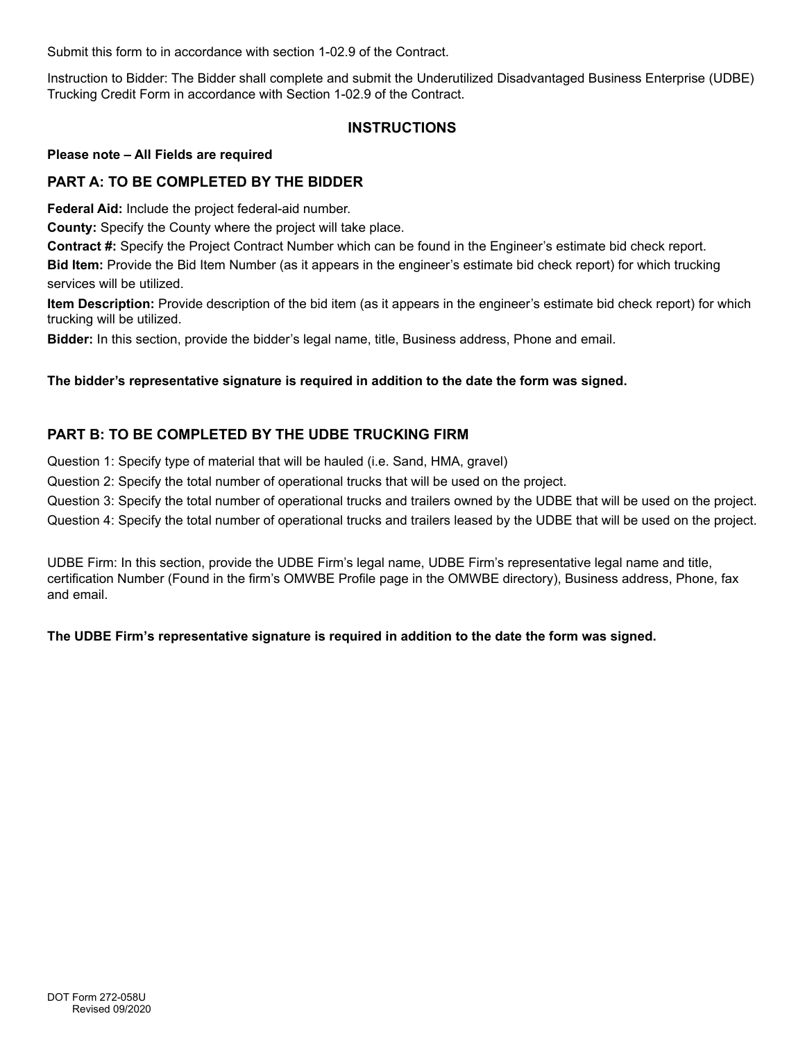Submit this form to in accordance with section 1-02.9 of the Contract.

Instruction to Bidder: The Bidder shall complete and submit the Underutilized Disadvantaged Business Enterprise (UDBE) Trucking Credit Form in accordance with Section 1-02.9 of the Contract.

## INSTRUCTIONS

**Please note – All Fields are required**

### PART A: TO BE COMPLETED BY THE BIDDER

**Federal Aid:** Include the project federal-aid number.

**County:** Specify the County where the project will take place.

**Contract #:** Specify the Project Contract Number which can be found in the Engineer's estimate bid check report.

**Bid Item:** Provide the Bid Item Number (as it appears in the engineer's estimate bid check report) for which trucking services will be utilized.

**Item Description:** Provide description of the bid item (as it appears in the engineer's estimate bid check report) for which trucking will be utilized.

**Bidder:** In this section, provide the bidder's legal name, title, Business address, Phone and email.

**The bidder's representative signature is required in addition to the date the form was signed.**

### PART B: TO BE COMPLETED BY THE UDBE TRUCKING FIRM

Question 1: Specify type of material that will be hauled (i.e. Sand, HMA, gravel)

Question 2: Specify the total number of operational trucks that will be used on the project.

Question 3: Specify the total number of operational trucks and trailers owned by the UDBE that will be used on the project.

Question 4: Specify the total number of operational trucks and trailers leased by the UDBE that will be used on the project.

UDBE Firm: In this section, provide the UDBE Firm's legal name, UDBE Firm's representative legal name and title, certification Number (Found in the firm's OMWBE Profile page in the OMWBE directory), Business address, Phone, fax and email.

**The UDBE Firm's representative signature is required in addition to the date the form was signed.**

DOT Form 272-058U
Revised 09/2020